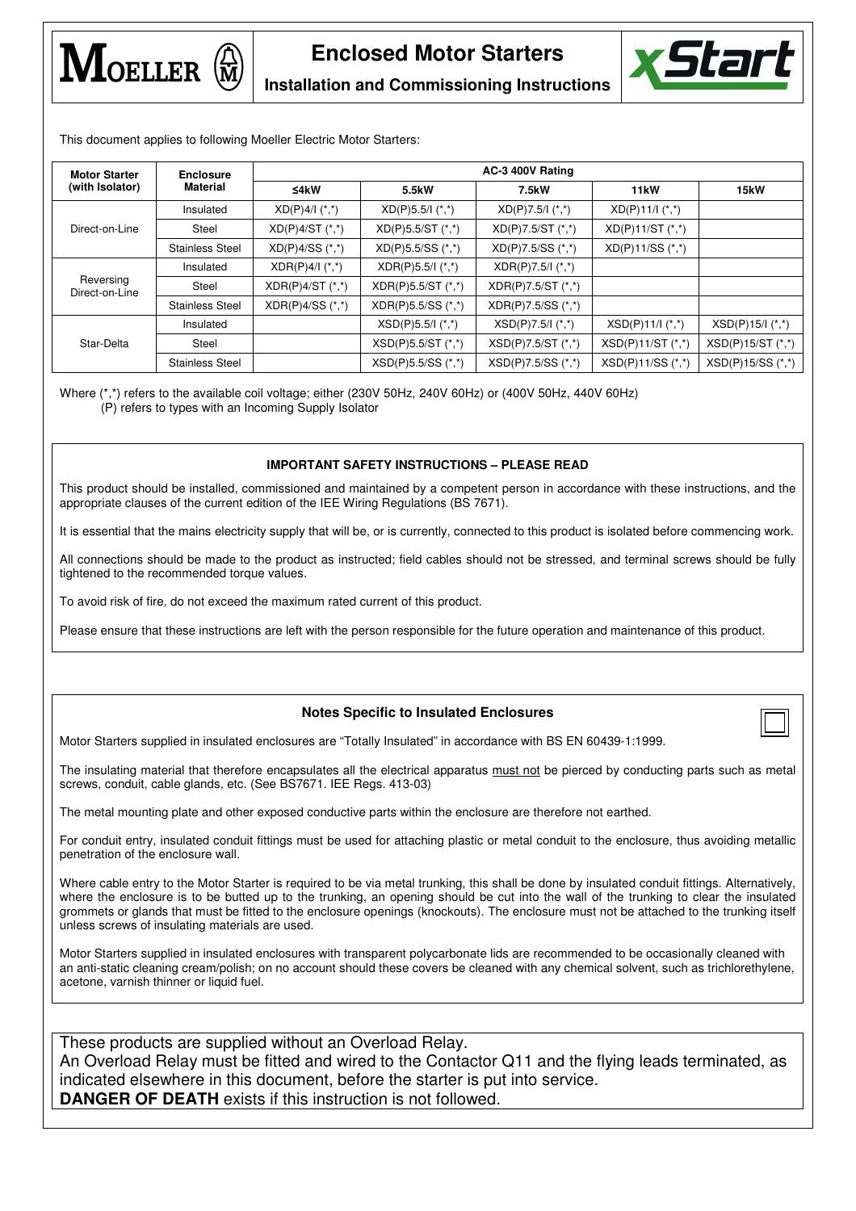# Enclosed Motor Starters

## Installation and Commissioning Instructions

This document applies to following Moeller Electric Motor Starters:

| Motor Starter (with Isolator) | Enclosure Material | AC-3 400V Rating | | | | |
|---|---|---|---|---|---|---|
| | | ≤4kW | 5.5kW | 7.5kW | 11kW | 15kW |
| Direct-on-Line | Insulated | XD(P)4/I (*,*) | XD(P)5.5/I (*,*) | XD(P)7.5/I (*,*) | XD(P)11/I (*,*) | |
| | Steel | XD(P)4/ST (*,*) | XD(P)5.5/ST (*,*) | XD(P)7.5/ST (*,*) | XD(P)11/ST (*,*) | |
| | Stainless Steel | XD(P)4/SS (*,*) | XD(P)5.5/SS (*,*) | XD(P)7.5/SS (*,*) | XD(P)11/SS (*,*) | |
| Reversing Direct-on-Line | Insulated | XDR(P)4/I (*,*) | XDR(P)5.5/I (*,*) | XDR(P)7.5/I (*,*) | | |
| | Steel | XDR(P)4/ST (*,*) | XDR(P)5.5/ST (*,*) | XDR(P)7.5/ST (*,*) | | |
| | Stainless Steel | XDR(P)4/SS (*,*) | XDR(P)5.5/SS (*,*) | XDR(P)7.5/SS (*,*) | | |
| Star-Delta | Insulated | | XSD(P)5.5/I (*,*) | XSD(P)7.5/I (*,*) | XSD(P)11/I (*,*) | XSD(P)15/I (*,*) |
| | Steel | | XSD(P)5.5/ST (*,*) | XSD(P)7.5/ST (*,*) | XSD(P)11/ST (*,*) | XSD(P)15/ST (*,*) |
| | Stainless Steel | | XSD(P)5.5/SS (*,*) | XSD(P)7.5/SS (*,*) | XSD(P)11/SS (*,*) | XSD(P)15/SS (*,*) |

Where (*,*) refers to the available coil voltage; either (230V 50Hz, 240V 60Hz) or (400V 50Hz, 440V 60Hz)
(P) refers to types with an Incoming Supply Isolator

### IMPORTANT SAFETY INSTRUCTIONS – PLEASE READ

This product should be installed, commissioned and maintained by a competent person in accordance with these instructions, and the appropriate clauses of the current edition of the IEE Wiring Regulations (BS 7671).

It is essential that the mains electricity supply that will be, or is currently, connected to this product is isolated before commencing work.

All connections should be made to the product as instructed; field cables should not be stressed, and terminal screws should be fully tightened to the recommended torque values.

To avoid risk of fire, do not exceed the maximum rated current of this product.

Please ensure that these instructions are left with the person responsible for the future operation and maintenance of this product.

### Notes Specific to Insulated Enclosures

Motor Starters supplied in insulated enclosures are "Totally Insulated" in accordance with BS EN 60439-1:1999.

The insulating material that therefore encapsulates all the electrical apparatus must not be pierced by conducting parts such as metal screws, conduit, cable glands, etc. (See BS7671. IEE Regs. 413-03)

The metal mounting plate and other exposed conductive parts within the enclosure are therefore not earthed.

For conduit entry, insulated conduit fittings must be used for attaching plastic or metal conduit to the enclosure, thus avoiding metallic penetration of the enclosure wall.

Where cable entry to the Motor Starter is required to be via metal trunking, this shall be done by insulated conduit fittings. Alternatively, where the enclosure is to be butted up to the trunking, an opening should be cut into the wall of the trunking to clear the insulated grommets or glands that must be fitted to the enclosure openings (knockouts). The enclosure must not be attached to the trunking itself unless screws of insulating materials are used.

Motor Starters supplied in insulated enclosures with transparent polycarbonate lids are recommended to be occasionally cleaned with an anti-static cleaning cream/polish; on no account should these covers be cleaned with any chemical solvent, such as trichlorethylene, acetone, varnish thinner or liquid fuel.

These products are supplied without an Overload Relay.
An Overload Relay must be fitted and wired to the Contactor Q11 and the flying leads terminated, as indicated elsewhere in this document, before the starter is put into service.
**DANGER OF DEATH** exists if this instruction is not followed.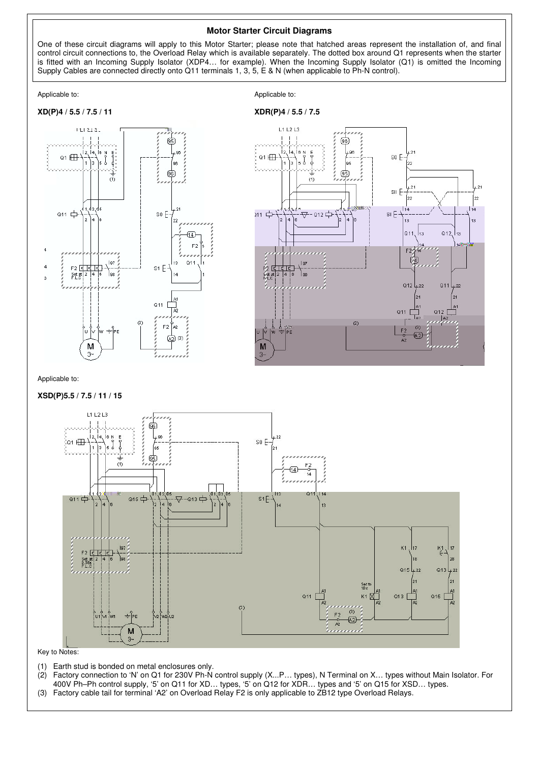## Motor Starter Circuit Diagrams

One of these circuit diagrams will apply to this Motor Starter; please note that hatched areas represent the installation of, and final control circuit connections to, the Overload Relay which is available separately. The dotted box around Q1 represents when the starter is fitted with an Incoming Supply Isolator (XDP4… for example). When the Incoming Supply Isolator (Q1) is omitted the Incoming Supply Cables are connected directly onto Q11 terminals 1, 3, 5, E & N (when applicable to Ph-N control).

Applicable to:

**XD(P)4 / 5.5 / 7.5 / 11**

Applicable to:

**XDR(P)4 / 5.5 / 7.5**

Applicable to:

**XSD(P)5.5 / 7.5 / 11 / 15**

Key to Notes:

(1) Earth stud is bonded on metal enclosures only.
(2) Factory connection to 'N' on Q1 for 230V Ph-N control supply (X...P… types), N Terminal on X… types without Main Isolator. For 400V Ph–Ph control supply, '5' on Q11 for XD… types, '5' on Q12 for XDR… types and '5' on Q15 for XSD… types.
(3) Factory cable tail for terminal 'A2' on Overload Relay F2 is only applicable to ZB12 type Overload Relays.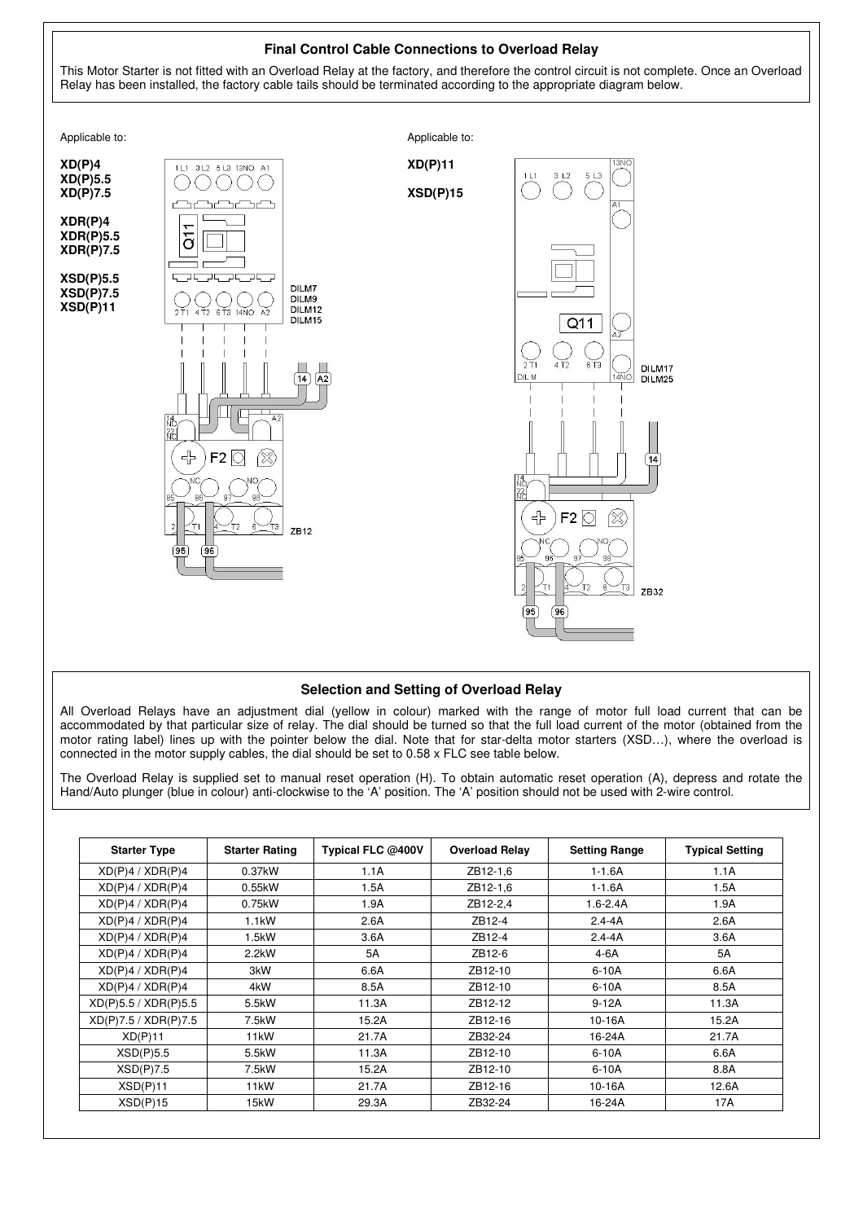## Final Control Cable Connections to Overload Relay

This Motor Starter is not fitted with an Overload Relay at the factory, and therefore the control circuit is not complete. Once an Overload Relay has been installed, the factory cable tails should be terminated according to the appropriate diagram below.

Applicable to:

**XD(P)4**
**XD(P)5.5**
**XD(P)7.5**

**XDR(P)4**
**XDR(P)5.5**
**XDR(P)7.5**

**XSD(P)5.5**
**XSD(P)7.5**
**XSD(P)11**

Applicable to:

**XD(P)11**

**XSD(P)15**

## Selection and Setting of Overload Relay

All Overload Relays have an adjustment dial (yellow in colour) marked with the range of motor full load current that can be accommodated by that particular size of relay. The dial should be turned so that the full load current of the motor (obtained from the motor rating label) lines up with the pointer below the dial. Note that for star-delta motor starters (XSD…), where the overload is connected in the motor supply cables, the dial should be set to 0.58 x FLC see table below.

The Overload Relay is supplied set to manual reset operation (H). To obtain automatic reset operation (A), depress and rotate the Hand/Auto plunger (blue in colour) anti-clockwise to the 'A' position. The 'A' position should not be used with 2-wire control.

| Starter Type | Starter Rating | Typical FLC @400V | Overload Relay | Setting Range | Typical Setting |
|---|---|---|---|---|---|
| XD(P)4 / XDR(P)4 | 0.37kW | 1.1A | ZB12-1,6 | 1-1.6A | 1.1A |
| XD(P)4 / XDR(P)4 | 0.55kW | 1.5A | ZB12-1,6 | 1-1.6A | 1.5A |
| XD(P)4 / XDR(P)4 | 0.75kW | 1.9A | ZB12-2,4 | 1.6-2.4A | 1.9A |
| XD(P)4 / XDR(P)4 | 1.1kW | 2.6A | ZB12-4 | 2.4-4A | 2.6A |
| XD(P)4 / XDR(P)4 | 1.5kW | 3.6A | ZB12-4 | 2.4-4A | 3.6A |
| XD(P)4 / XDR(P)4 | 2.2kW | 5A | ZB12-6 | 4-6A | 5A |
| XD(P)4 / XDR(P)4 | 3kW | 6.6A | ZB12-10 | 6-10A | 6.6A |
| XD(P)4 / XDR(P)4 | 4kW | 8.5A | ZB12-10 | 6-10A | 8.5A |
| XD(P)5.5 / XDR(P)5.5 | 5.5kW | 11.3A | ZB12-12 | 9-12A | 11.3A |
| XD(P)7.5 / XDR(P)7.5 | 7.5kW | 15.2A | ZB12-16 | 10-16A | 15.2A |
| XD(P)11 | 11kW | 21.7A | ZB32-24 | 16-24A | 21.7A |
| XSD(P)5.5 | 5.5kW | 11.3A | ZB12-10 | 6-10A | 6.6A |
| XSD(P)7.5 | 7.5kW | 15.2A | ZB12-10 | 6-10A | 8.8A |
| XSD(P)11 | 11kW | 21.7A | ZB12-16 | 10-16A | 12.6A |
| XSD(P)15 | 15kW | 29.3A | ZB32-24 | 16-24A | 17A |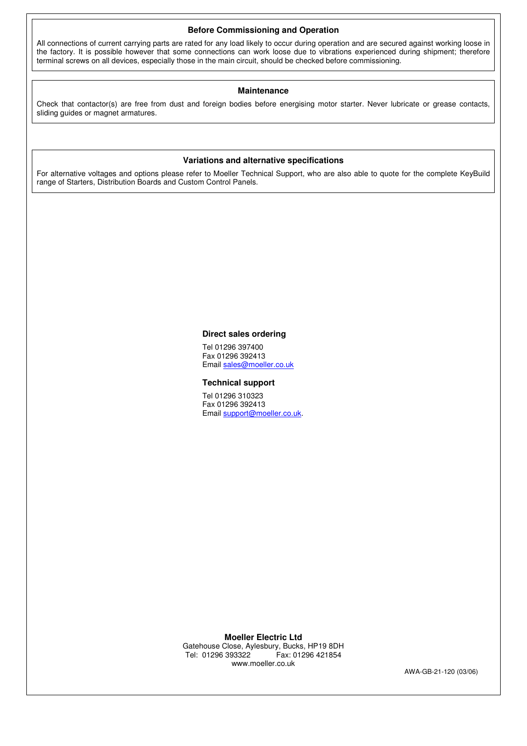## Before Commissioning and Operation

All connections of current carrying parts are rated for any load likely to occur during operation and are secured against working loose in the factory. It is possible however that some connections can work loose due to vibrations experienced during shipment; therefore terminal screws on all devices, especially those in the main circuit, should be checked before commissioning.

## Maintenance

Check that contactor(s) are free from dust and foreign bodies before energising motor starter. Never lubricate or grease contacts, sliding guides or magnet armatures.

## Variations and alternative specifications

For alternative voltages and options please refer to Moeller Technical Support, who are also able to quote for the complete KeyBuild range of Starters, Distribution Boards and Custom Control Panels.

### Direct sales ordering

Tel 01296 397400
Fax 01296 392413
Email sales@moeller.co.uk

### Technical support

Tel 01296 310323
Fax 01296 392413
Email support@moeller.co.uk.

**Moeller Electric Ltd**
Gatehouse Close, Aylesbury, Bucks, HP19 8DH
Tel: 01296 393322 Fax: 01296 421854
www.moeller.co.uk

AWA-GB-21-120 (03/06)